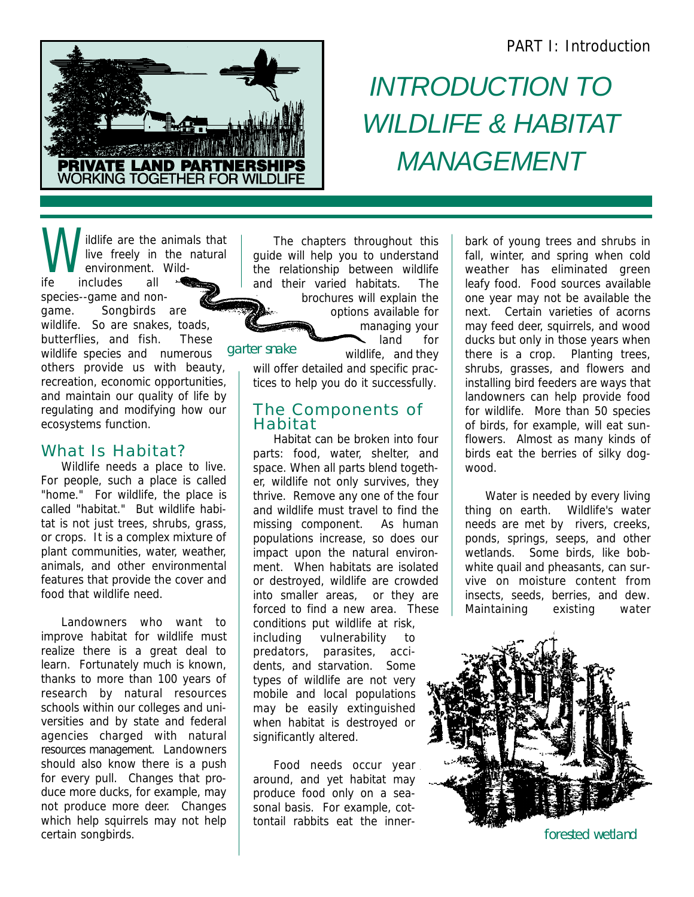PART I: Introduction

PRIVATE LAND PARTNERSHIPS
WORKING TOGETHER FOR WILDLIFE

# INTRODUCTION TO WILDLIFE & HABITAT MANAGEMENT

Wildlife are the animals that live freely in the natural environment. Wildlife includes all species--game and non-game. Songbirds are wildlife. So are snakes, toads, butterflies, and fish. These wildlife species and numerous others provide us with beauty, recreation, economic opportunities, and maintain our quality of life by regulating and modifying how our ecosystems function.

## What Is Habitat?

Wildlife needs a place to live. For people, such a place is called "home." For wildlife, the place is called "habitat." But wildlife habitat is not just trees, shrubs, grass, or crops. It is a complex mixture of plant communities, water, weather, animals, and other environmental features that provide the cover and food that wildlife need.

Landowners who want to improve habitat for wildlife must realize there is a great deal to learn. Fortunately much is known, thanks to more than 100 years of research by natural resources schools within our colleges and universities and by state and federal agencies charged with natural resources management. Landowners should also know there is a push for every pull. Changes that produce more ducks, for example, may not produce more deer. Changes which help squirrels may not help certain songbirds.

The chapters throughout this guide will help you to understand the relationship between wildlife and their varied habitats. The brochures will explain the options available for managing your land for wildlife, and they will offer detailed and specific practices to help you do it successfully.

garter snake

## The Components of Habitat

Habitat can be broken into four parts: food, water, shelter, and space. When all parts blend together, wildlife not only survives, they thrive. Remove any one of the four and wildlife must travel to find the missing component. As human populations increase, so does our impact upon the natural environment. When habitats are isolated or destroyed, wildlife are crowded into smaller areas, or they are forced to find a new area. These conditions put wildlife at risk, including vulnerability to predators, parasites, accidents, and starvation. Some types of wildlife are not very mobile and local populations may be easily extinguished when habitat is destroyed or significantly altered.

Food needs occur year around, and yet habitat may produce food only on a seasonal basis. For example, cottontail rabbits eat the inner-bark of young trees and shrubs in fall, winter, and spring when cold weather has eliminated green leafy food. Food sources available one year may not be available the next. Certain varieties of acorns may feed deer, squirrels, and wood ducks but only in those years when there is a crop. Planting trees, shrubs, grasses, and flowers and installing bird feeders are ways that landowners can help provide food for wildlife. More than 50 species of birds, for example, will eat sunflowers. Almost as many kinds of birds eat the berries of silky dogwood.

Water is needed by every living thing on earth. Wildlife's water needs are met by rivers, creeks, ponds, springs, seeps, and other wetlands. Some birds, like bobwhite quail and pheasants, can survive on moisture content from insects, seeds, berries, and dew. Maintaining existing water

forested wetland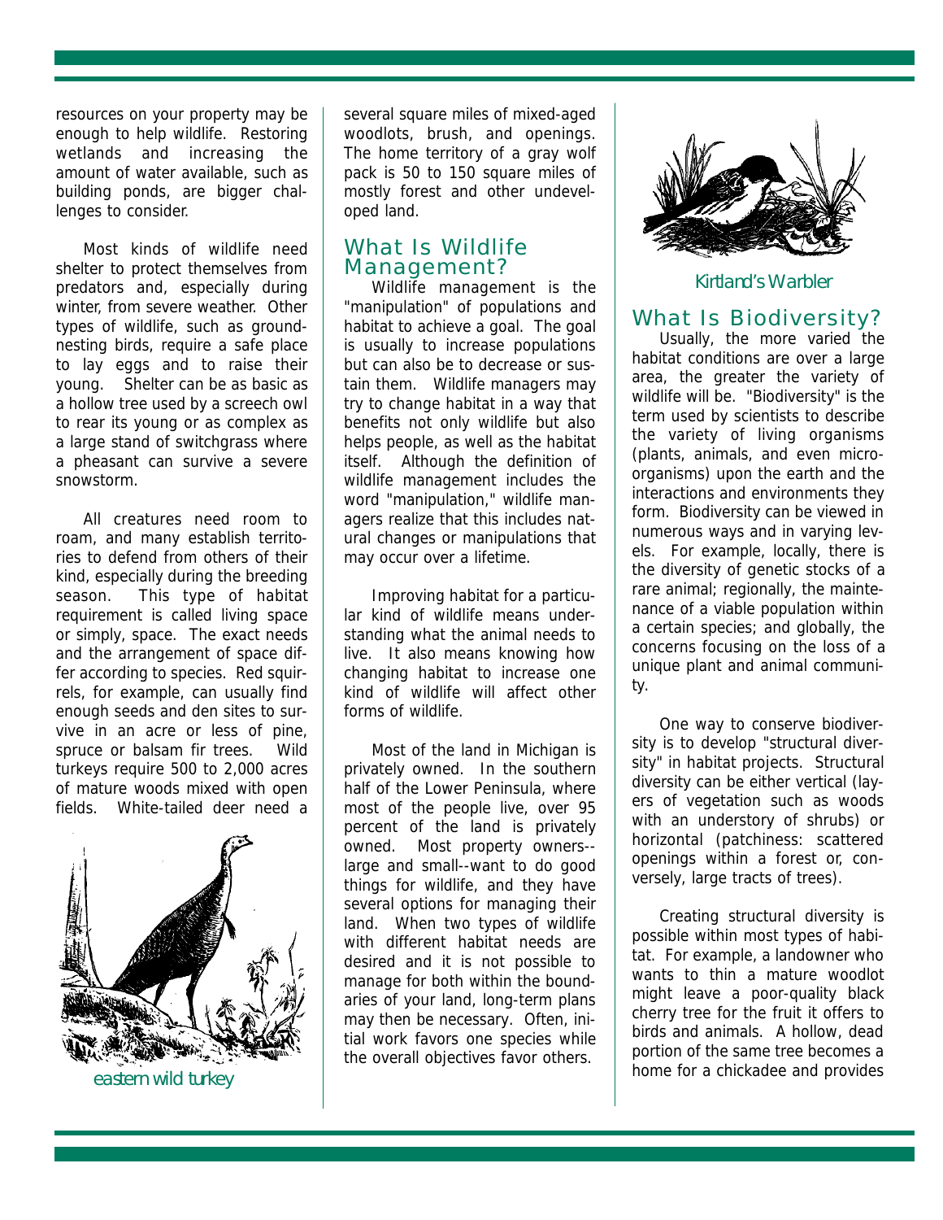resources on your property may be enough to help wildlife. Restoring wetlands and increasing the amount of water available, such as building ponds, are bigger challenges to consider.

Most kinds of wildlife need shelter to protect themselves from predators and, especially during winter, from severe weather. Other types of wildlife, such as ground-nesting birds, require a safe place to lay eggs and to raise their young. Shelter can be as basic as a hollow tree used by a screech owl to rear its young or as complex as a large stand of switchgrass where a pheasant can survive a severe snowstorm.

All creatures need room to roam, and many establish territories to defend from others of their kind, especially during the breeding season. This type of habitat requirement is called living space or simply, space. The exact needs and the arrangement of space differ according to species. Red squirrels, for example, can usually find enough seeds and den sites to survive in an acre or less of pine, spruce or balsam fir trees. Wild turkeys require 500 to 2,000 acres of mature woods mixed with open fields. White-tailed deer need a several square miles of mixed-aged woodlots, brush, and openings. The home territory of a gray wolf pack is 50 to 150 square miles of mostly forest and other undeveloped land.

eastern wild turkey

## What Is Wildlife Management?

Wildlife management is the "manipulation" of populations and habitat to achieve a goal. The goal is usually to increase populations but can also be to decrease or sustain them. Wildlife managers may try to change habitat in a way that benefits not only wildlife but also helps people, as well as the habitat itself. Although the definition of wildlife management includes the word "manipulation," wildlife managers realize that this includes natural changes or manipulations that may occur over a lifetime.

Improving habitat for a particular kind of wildlife means understanding what the animal needs to live. It also means knowing how changing habitat to increase one kind of wildlife will affect other forms of wildlife.

Most of the land in Michigan is privately owned. In the southern half of the Lower Peninsula, where most of the people live, over 95 percent of the land is privately owned. Most property owners--large and small--want to do good things for wildlife, and they have several options for managing their land. When two types of wildlife with different habitat needs are desired and it is not possible to manage for both within the boundaries of your land, long-term plans may then be necessary. Often, initial work favors one species while the overall objectives favor others.

Kirtland's Warbler

## What Is Biodiversity?

Usually, the more varied the habitat conditions are over a large area, the greater the variety of wildlife will be. "Biodiversity" is the term used by scientists to describe the variety of living organisms (plants, animals, and even micro-organisms) upon the earth and the interactions and environments they form. Biodiversity can be viewed in numerous ways and in varying levels. For example, locally, there is the diversity of genetic stocks of a rare animal; regionally, the maintenance of a viable population within a certain species; and globally, the concerns focusing on the loss of a unique plant and animal community.

One way to conserve biodiversity is to develop "structural diversity" in habitat projects. Structural diversity can be either vertical (layers of vegetation such as woods with an understory of shrubs) or horizontal (patchiness: scattered openings within a forest or, conversely, large tracts of trees).

Creating structural diversity is possible within most types of habitat. For example, a landowner who wants to thin a mature woodlot might leave a poor-quality black cherry tree for the fruit it offers to birds and animals. A hollow, dead portion of the same tree becomes a home for a chickadee and provides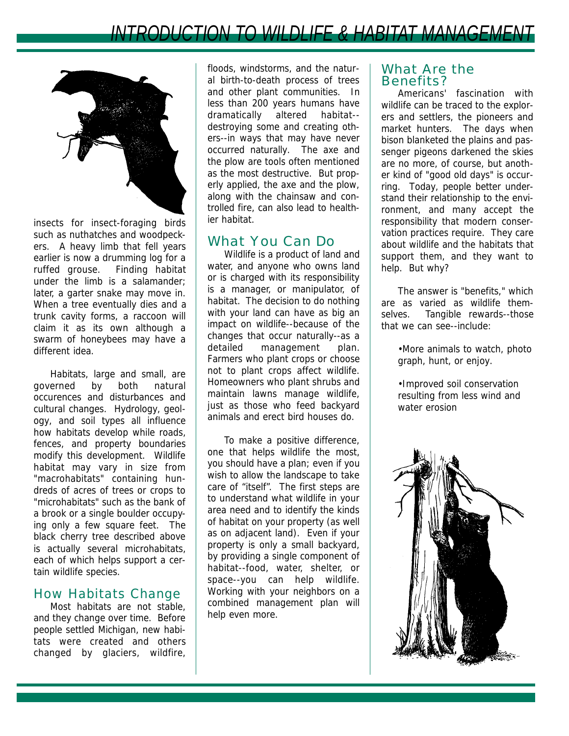insects for insect-foraging birds such as nuthatches and woodpeckers. A heavy limb that fell years earlier is now a drumming log for a ruffed grouse. Finding habitat under the limb is a salamander; later, a garter snake may move in. When a tree eventually dies and a trunk cavity forms, a raccoon will claim it as its own although a swarm of honeybees may have a different idea.

Habitats, large and small, are governed by both natural occurences and disturbances and cultural changes. Hydrology, geology, and soil types all influence how habitats develop while roads, fences, and property boundaries modify this development. Wildlife habitat may vary in size from "macrohabitats" containing hundreds of acres of trees or crops to "microhabitats" such as the bank of a brook or a single boulder occupying only a few square feet. The black cherry tree described above is actually several microhabitats, each of which helps support a certain wildlife species.

## How Habitats Change

Most habitats are not stable, and they change over time. Before people settled Michigan, new habitats were created and others changed by glaciers, wildfire, floods, windstorms, and the natural birth-to-death process of trees and other plant communities. In less than 200 years humans have dramatically altered habitat--destroying some and creating others--in ways that may have never occurred naturally. The axe and the plow are tools often mentioned as the most destructive. But properly applied, the axe and the plow, along with the chainsaw and controlled fire, can also lead to healthier habitat.

## What You Can Do

Wildlife is a product of land and water, and anyone who owns land or is charged with its responsibility is a manager, or manipulator, of habitat. The decision to do nothing with your land can have as big an impact on wildlife--because of the changes that occur naturally--as a detailed management plan. Farmers who plant crops or choose not to plant crops affect wildlife. Homeowners who plant shrubs and maintain lawns manage wildlife, just as those who feed backyard animals and erect bird houses do.

To make a positive difference, one that helps wildlife the most, you should have a plan; even if you wish to allow the landscape to take care of “itself”. The first steps are to understand what wildlife in your area need and to identify the kinds of habitat on your property (as well as on adjacent land). Even if your property is only a small backyard, by providing a single component of habitat--food, water, shelter, or space--you can help wildlife. Working with your neighbors on a combined management plan will help even more.

## What Are the Benefits?

Americans' fascination with wildlife can be traced to the explorers and settlers, the pioneers and market hunters. The days when bison blanketed the plains and passenger pigeons darkened the skies are no more, of course, but another kind of "good old days" is occurring. Today, people better understand their relationship to the environment, and many accept the responsibility that modern conservation practices require. They care about wildlife and the habitats that support them, and they want to help. But why?

The answer is "benefits," which are as varied as wildlife themselves. Tangible rewards--those that we can see--include:

- More animals to watch, photograph, hunt, or enjoy.
- Improved soil conservation resulting from less wind and water erosion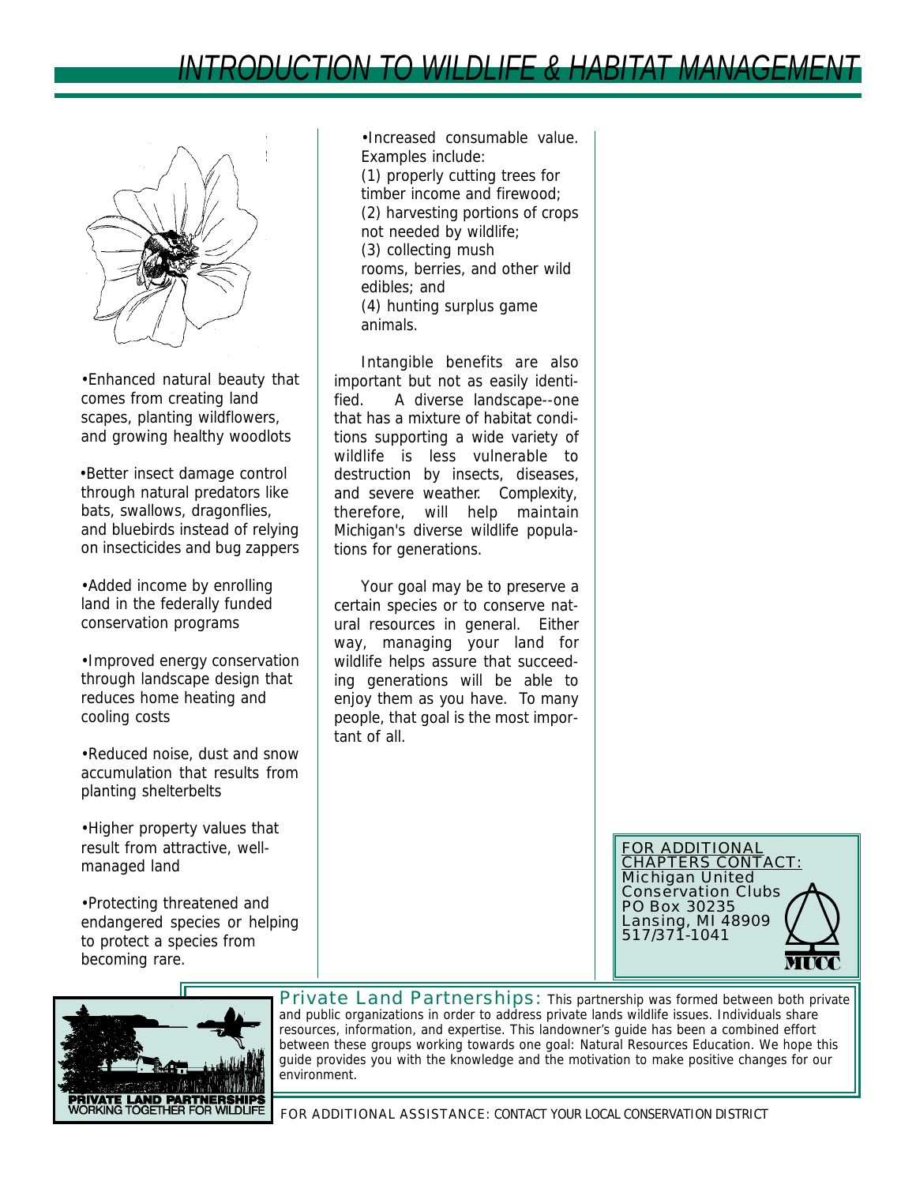•Enhanced natural beauty that comes from creating land scapes, planting wildflowers, and growing healthy woodlots

•Better insect damage control through natural predators like bats, swallows, dragonflies, and bluebirds instead of relying on insecticides and bug zappers

•Added income by enrolling land in the federally funded conservation programs

•Improved energy conservation through landscape design that reduces home heating and cooling costs

•Reduced noise, dust and snow accumulation that results from planting shelterbelts

•Higher property values that result from attractive, well-managed land

•Protecting threatened and endangered species or helping to protect a species from becoming rare.

•Increased consumable value. Examples include:
(1) properly cutting trees for timber income and firewood;
(2) harvesting portions of crops not needed by wildlife;
(3) collecting mush rooms, berries, and other wild edibles; and
(4) hunting surplus game animals.

Intangible benefits are also important but not as easily identified. A diverse landscape--one that has a mixture of habitat conditions supporting a wide variety of wildlife is less vulnerable to destruction by insects, diseases, and severe weather. Complexity, therefore, will help maintain Michigan's diverse wildlife populations for generations.

Your goal may be to preserve a certain species or to conserve natural resources in general. Either way, managing your land for wildlife helps assure that succeeding generations will be able to enjoy them as you have. To many people, that goal is the most important of all.

FOR ADDITIONAL CHAPTERS CONTACT:
Michigan United Conservation Clubs
PO Box 30235
Lansing, MI 48909
517/371-1041

MUCC

Private Land Partnerships: This partnership was formed between both private and public organizations in order to address private lands wildlife issues. Individuals share resources, information, and expertise. This landowner's guide has been a combined effort between these groups working towards one goal: Natural Resources Education. We hope this guide provides you with the knowledge and the motivation to make positive changes for our environment.

PRIVATE LAND PARTNERSHIPS
WORKING TOGETHER FOR WILDLIFE

FOR ADDITIONAL ASSISTANCE: CONTACT YOUR LOCAL CONSERVATION DISTRICT